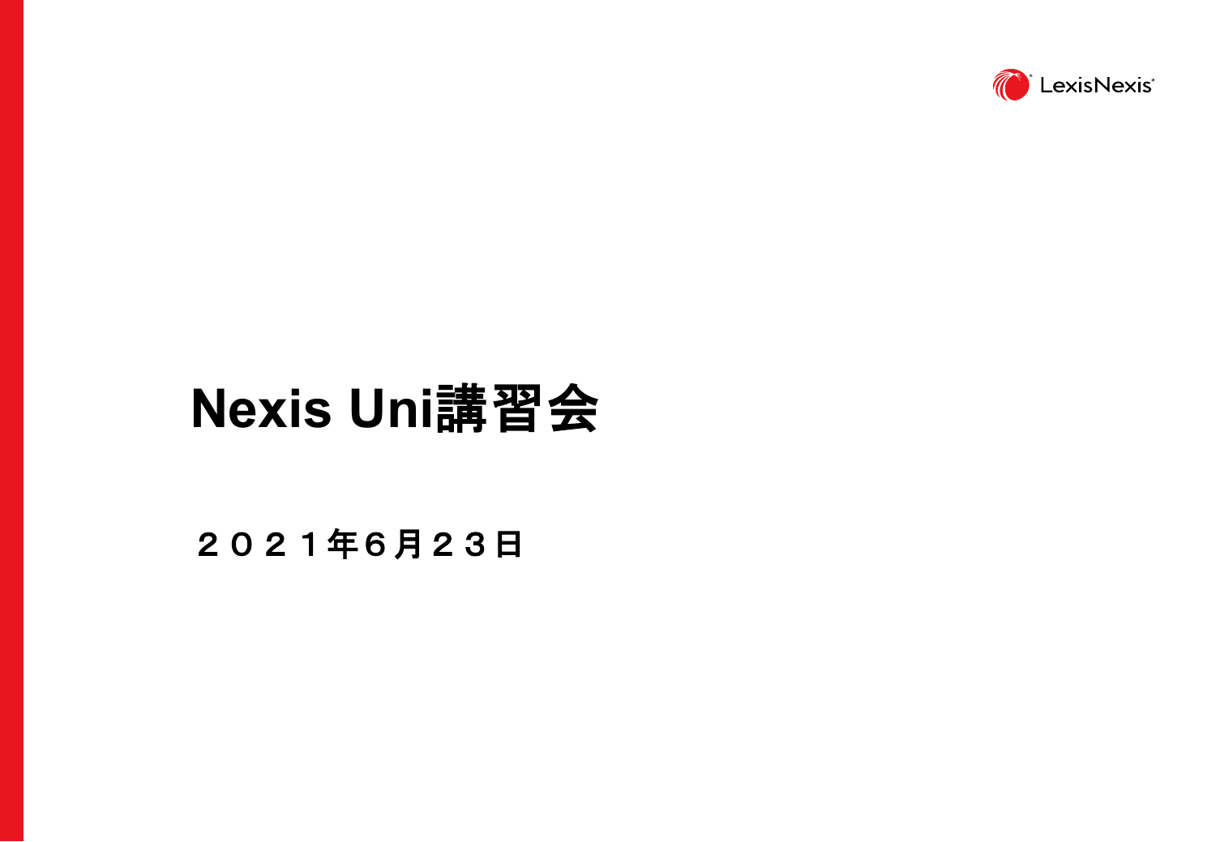# Nexis Uni講習会

２０２１年６月２３日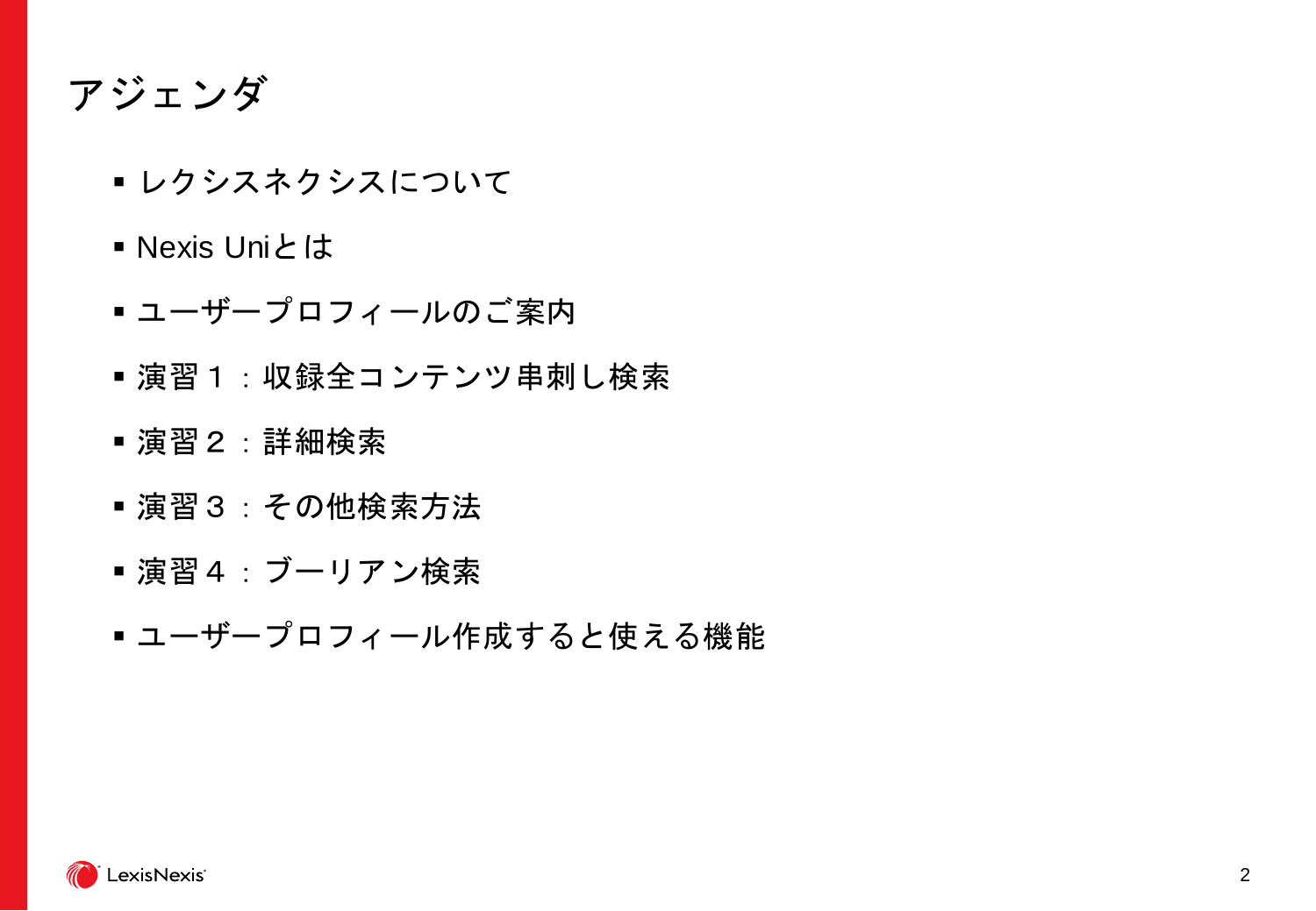# アジェンダ

- レクシスネクシスについて
- Nexis Uniとは
- ユーザープロフィールのご案内
- 演習１：収録全コンテンツ串刺し検索
- 演習２：詳細検索
- 演習３：その他検索方法
- 演習４：ブーリアン検索
- ユーザープロフィール作成すると使える機能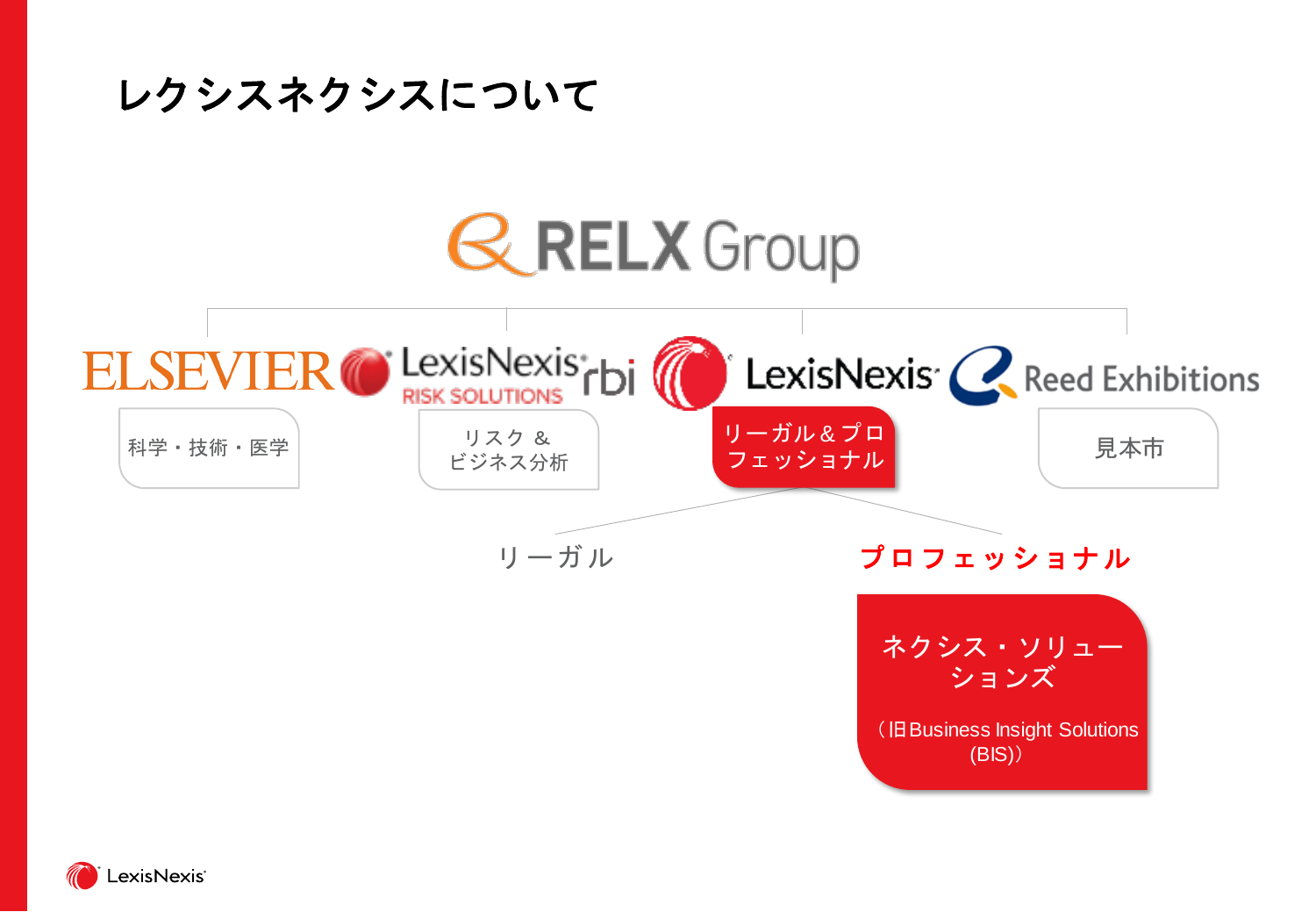# レクシスネクシスについて

RELX Group

- ELSEVIER
  - 科学・技術・医学
- LexisNexis RISK SOLUTIONS / rbi
  - リスク ＆ ビジネス分析
- LexisNexis
  - リーガル＆プロフェッショナル
    - リーガル
    - プロフェッショナル
      - ネクシス・ソリューションズ（旧Business Insight Solutions (BIS)）
- Reed Exhibitions
  - 見本市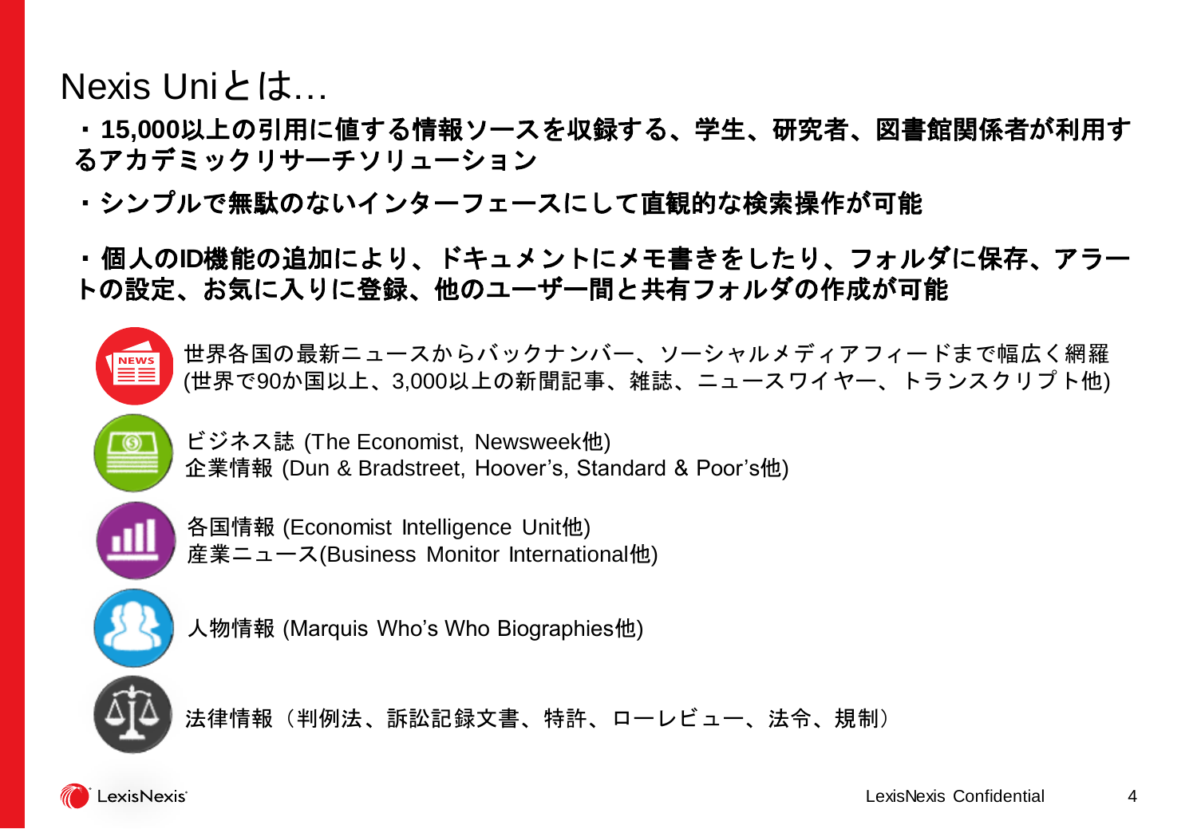# Nexis Uniとは…

**・15,000以上の引用に値する情報ソースを収録する、学生、研究者、図書館関係者が利用するアカデミックリサーチソリューション**

**・シンプルで無駄のないインターフェースにして直観的な検索操作が可能**

**・個人のID機能の追加により、ドキュメントにメモ書きをしたり、フォルダに保存、アラートの設定、お気に入りに登録、他のユーザー間と共有フォルダの作成が可能**

世界各国の最新ニュースからバックナンバー、ソーシャルメディアフィードまで幅広く網羅
(世界で90か国以上、3,000以上の新聞記事、雑誌、ニュースワイヤー、トランスクリプト他)

ビジネス誌 (The Economist, Newsweek他)
企業情報 (Dun & Bradstreet, Hoover's, Standard & Poor's他)

各国情報 (Economist Intelligence Unit他)
産業ニュース(Business Monitor International他)

人物情報 (Marquis Who's Who Biographies他)

法律情報（判例法、訴訟記録文書、特許、ローレビュー、法令、規制）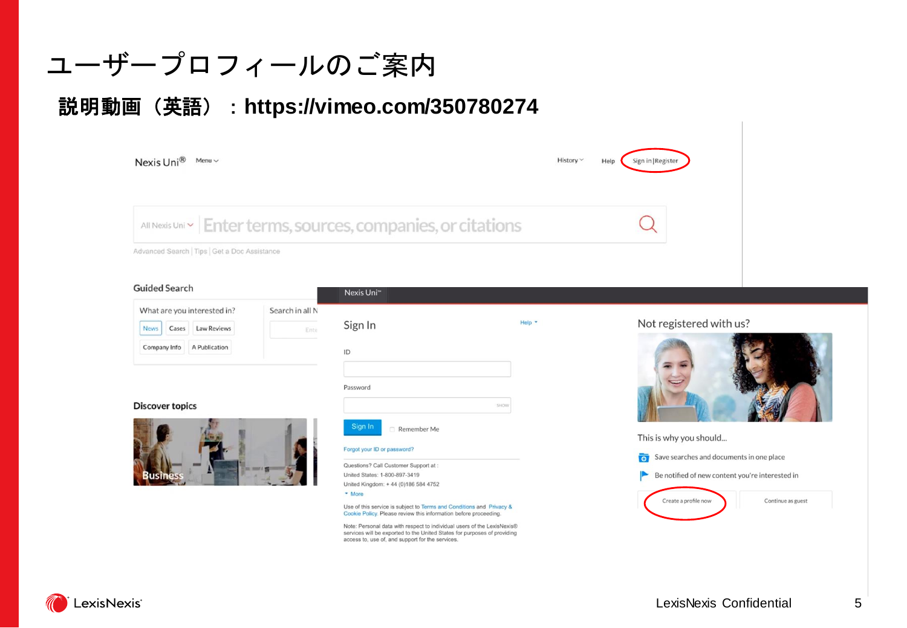# ユーザープロフィールのご案内

**説明動画（英語）：https://vimeo.com/350780274**

Nexis Uni® Menu

History Help Sign in | Register

All Nexis Uni Enter terms, sources, companies, or citations

Advanced Search | Tips | Get a Doc Assistance

Guided Search

What are you interested in?

News Cases Law Reviews Company Info A Publication

Search in all N

Discover topics

Business

Nexis Uni

## Sign In

Help

ID

Password

Sign In Remember Me

Forgot your ID or password?

Questions? Call Customer Support at :
United States: 1-800-897-3419
United Kingdom: + 44 (0)186 584 4752
More

Use of this service is subject to Terms and Conditions and Privacy & Cookie Policy. Please review this information before proceeding.

Note: Personal data with respect to individual users of the LexisNexis® services will be exported to the United States for purposes of providing access to, use of, and support for the services.

## Not registered with us?

This is why you should...

- Save searches and documents in one place
- Be notified of new content you're interested in

Create a profile now Continue as guest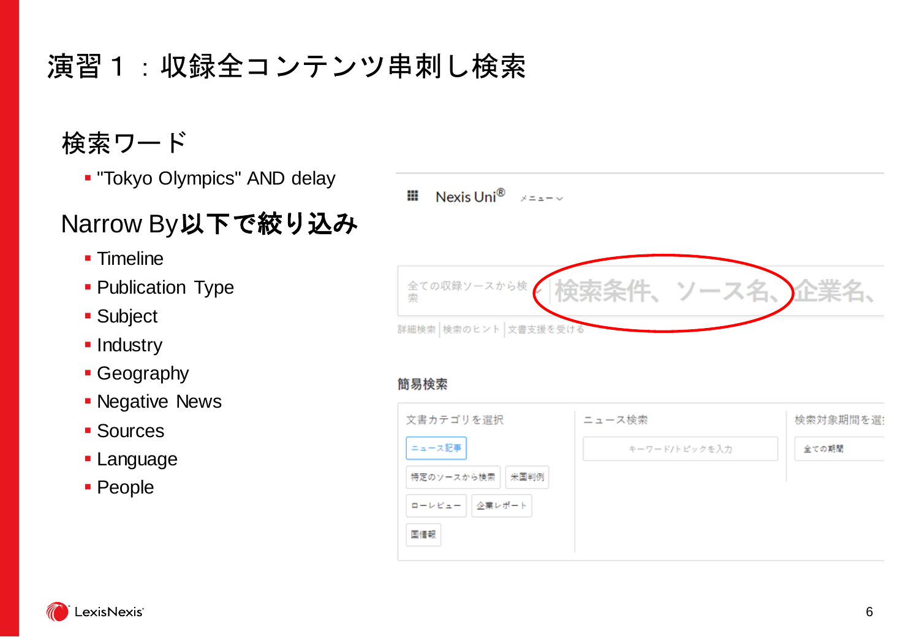# 演習１：収録全コンテンツ串刺し検索

## 検索ワード

- "Tokyo Olympics" AND delay

## Narrow By**以下で絞り込み**

- Timeline
- Publication Type
- Subject
- Industry
- Geography
- Negative News
- Sources
- Language
- People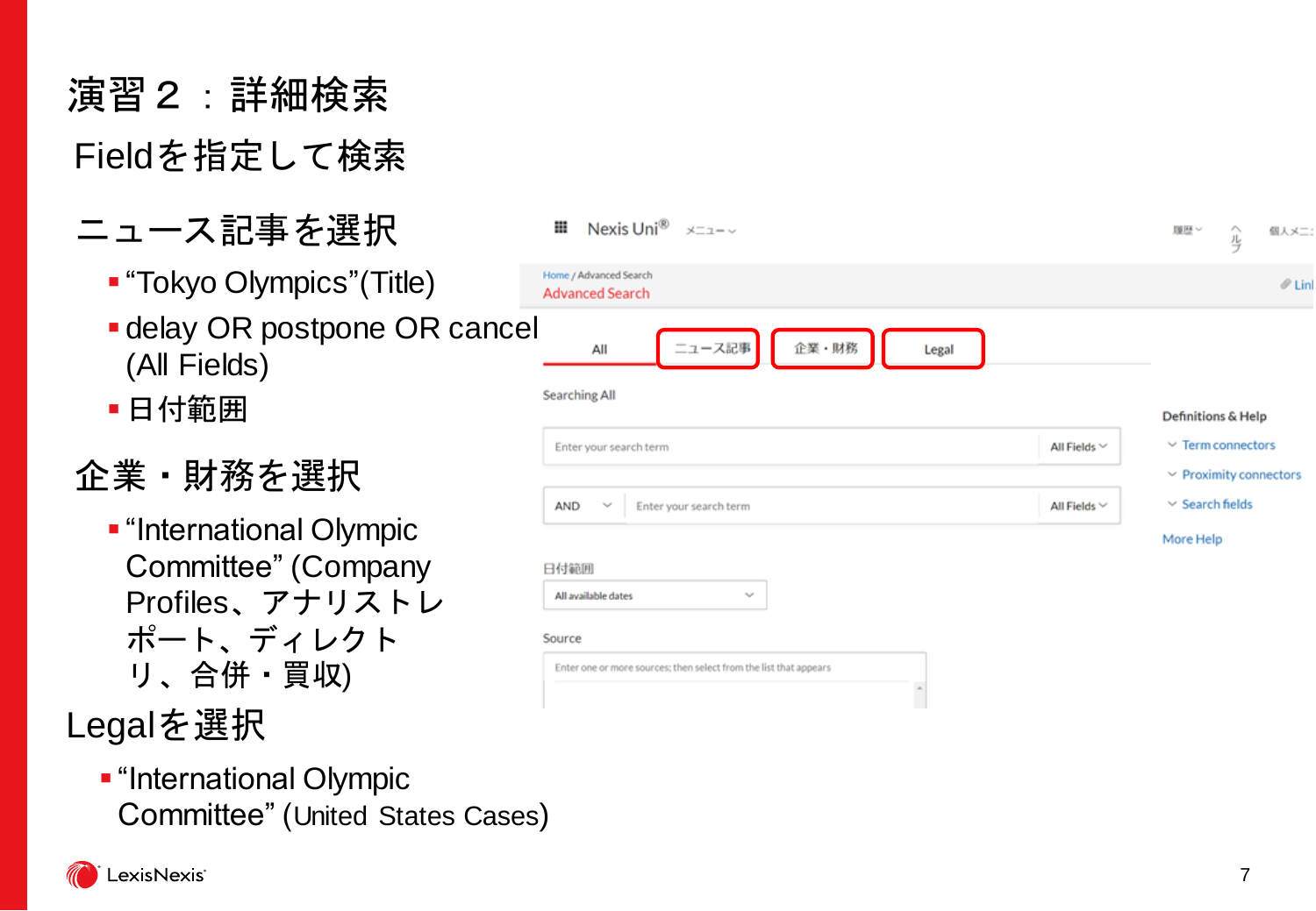# 演習２：詳細検索

## Fieldを指定して検索

### ニュース記事を選択

- “Tokyo Olympics”(Title)
- delay OR postpone OR cancel (All Fields)
- 日付範囲

### 企業・財務を選択

- “International Olympic Committee” (Company Profiles、アナリストレポート、ディレクトリ、合併・買収)

### Legalを選択

- “International Olympic Committee” (United States Cases)

Nexis Uni® メニュー

Home / Advanced Search

Advanced Search

All | ニュース記事 | 企業・財務 | Legal

Searching All

Enter your search term | All Fields

AND | Enter your search term | All Fields

日付範囲

All available dates

Source

Enter one or more sources; then select from the list that appears

Definitions & Help

- Term connectors
- Proximity connectors
- Search fields

More Help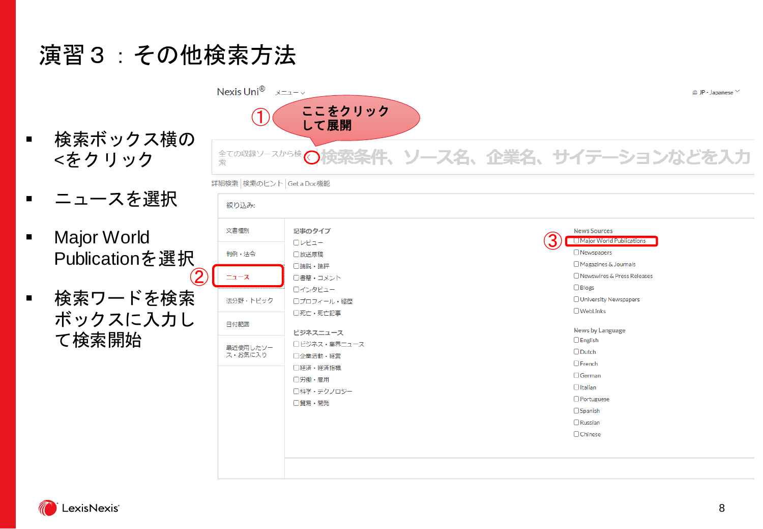# 演習３：その他検索方法

- 検索ボックス横の<をクリック
- ニュースを選択
- Major World Publicationを選択
- 検索ワードを検索ボックスに入力して検索開始

Nexis Uni® メニュー

JP - Japanese

①ここをクリックして展開

全ての収録ソースから検索 < 検索条件、ソース名、企業名、サイテーションなどを入力

詳細検索 | 検索のヒント | Get a Doc機能

絞り込み:

文書種別

判例・法令

②ニュース

法分野・トピック

日付範囲

最近使用したソース・お気に入り

記事のタイプ
- レビュー
- 放送原稿
- 論説・論評
- 書簡・コメント
- インタビュー
- プロフィール・経歴
- 死亡・死亡記事

ビジネスニュース
- ビジネス・業界ニュース
- 企業活動・経営
- 経済・経済指標
- 労働・雇用
- 科学・テクノロジー
- 貿易・開発

News Sources
- ③Major World Publications
- Newspapers
- Magazines & Journals
- Newswires & Press Releases
- Blogs
- University Newspapers
- WebLinks

News by Language
- English
- Dutch
- French
- German
- Italian
- Portuguese
- Spanish
- Russian
- Chinese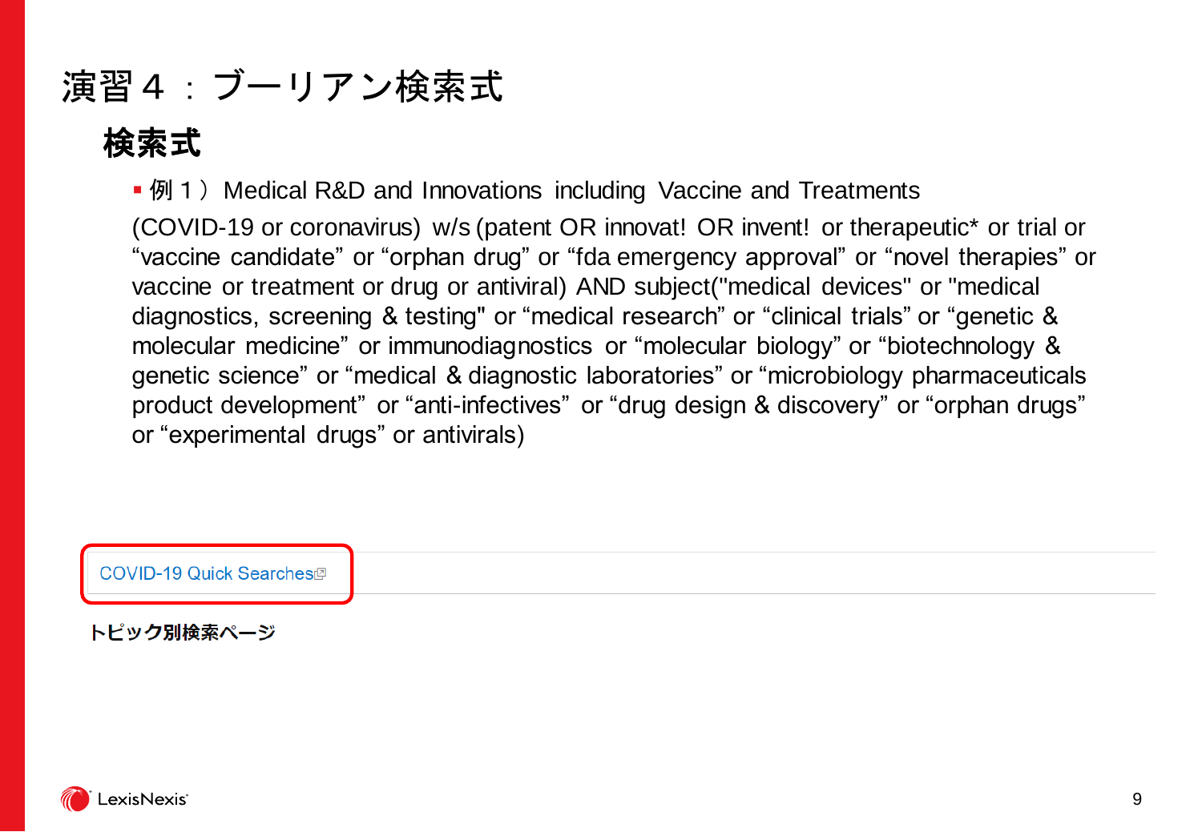# 演習４：ブーリアン検索式

## 検索式

- 例１）Medical R&D and Innovations including Vaccine and Treatments

(COVID-19 or coronavirus) w/s (patent OR innovat! OR invent! or therapeutic* or trial or “vaccine candidate” or “orphan drug” or “fda emergency approval” or “novel therapies” or vaccine or treatment or drug or antiviral) AND subject("medical devices" or "medical diagnostics, screening & testing" or “medical research” or “clinical trials” or “genetic & molecular medicine” or immunodiagnostics or “molecular biology” or “biotechnology & genetic science” or “medical & diagnostic laboratories” or “microbiology pharmaceuticals product development” or “anti-infectives” or “drug design & discovery” or “orphan drugs” or “experimental drugs” or antivirals)

COVID-19 Quick Searches

トピック別検索ページ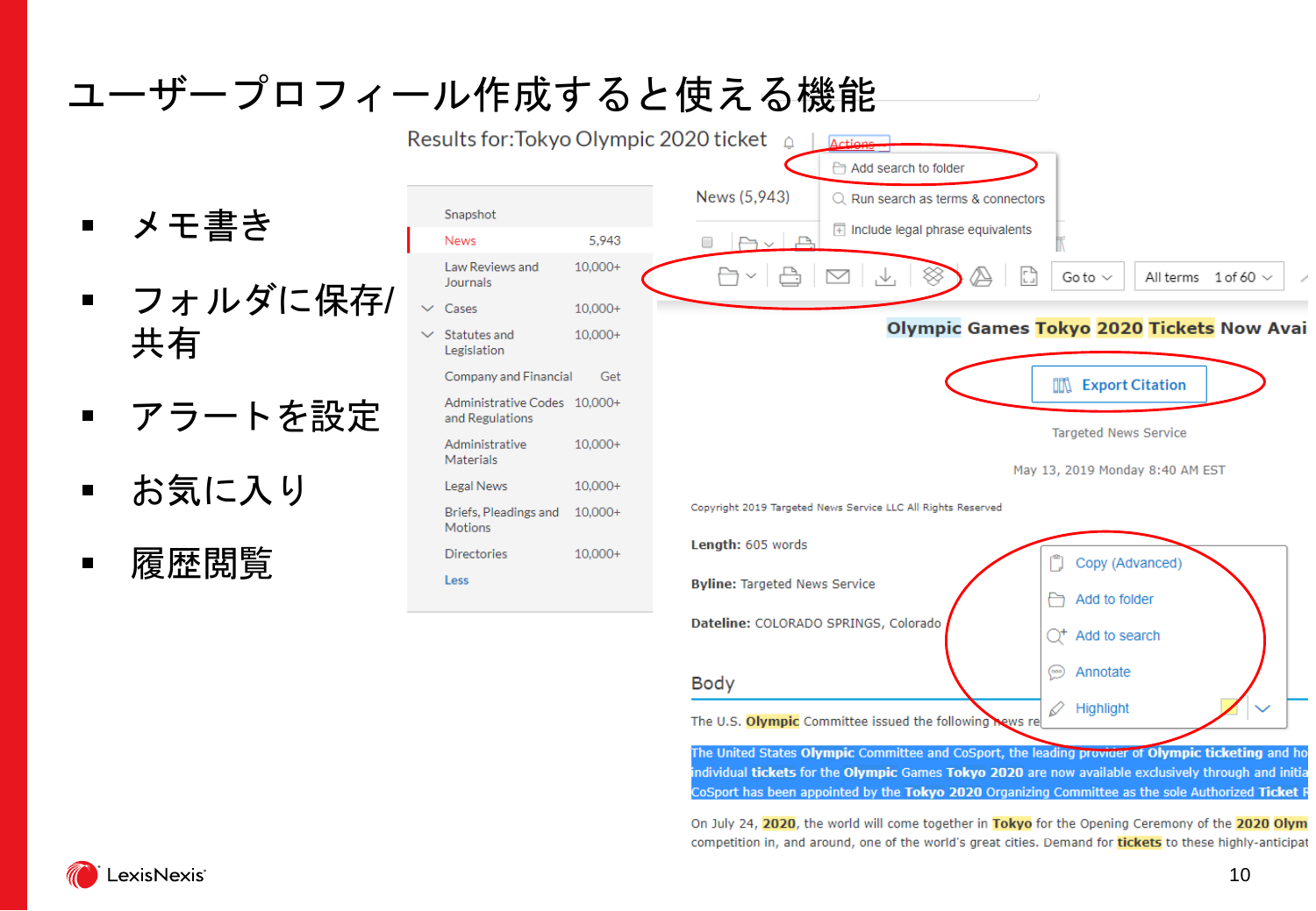# ユーザープロフィール作成すると使える機能

- メモ書き
- フォルダに保存/共有
- アラートを設定
- お気に入り
- 履歴閲覧

Results for:Tokyo Olympic 2020 ticket

Actions

Add search to folder

Run search as terms & connectors

Include legal phrase equivalents

News (5,943)

Snapshot

News 5,943

Law Reviews and Journals 10,000+

Cases 10,000+

Statutes and Legislation 10,000+

Company and Financial Get

Administrative Codes and Regulations 10,000+

Administrative Materials 10,000+

Legal News 10,000+

Briefs, Pleadings and Motions 10,000+

Directories 10,000+

Less

Go to

All terms 1 of 60

Olympic Games Tokyo 2020 Tickets Now Avai

Export Citation

Targeted News Service

May 13, 2019 Monday 8:40 AM EST

Copyright 2019 Targeted News Service LLC All Rights Reserved

**Length:** 605 words

**Byline:** Targeted News Service

**Dateline:** COLORADO SPRINGS, Colorado

Copy (Advanced)

Add to folder

Add to search

Annotate

Highlight

Body

The U.S. Olympic Committee issued the following news re

The United States Olympic Committee and CoSport, the leading provider of Olympic ticketing and ho individual tickets for the Olympic Games Tokyo 2020 are now available exclusively through and initia CoSport has been appointed by the Tokyo 2020 Organizing Committee as the sole Authorized Ticket R

On July 24, 2020, the world will come together in Tokyo for the Opening Ceremony of the 2020 Olym competition in, and around, one of the world's great cities. Demand for tickets to these highly-anticipat

LexisNexis